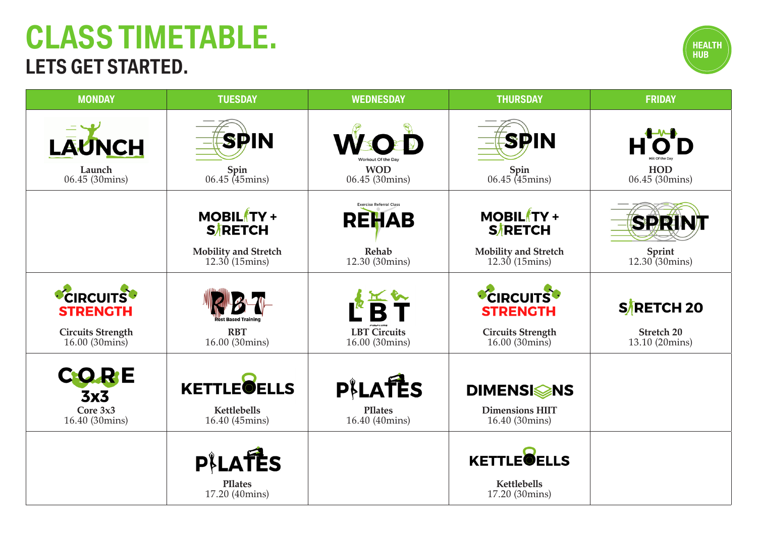# CLASS TIMETABLE.

## LETS GET STARTED.

HEALTH HUB

| MONDAY | TUESDAY | WEDNESDAY | THURSDAY | FRIDAY |
| --- | --- | --- | --- | --- |
| Launch<br>06.45 (30mins) | Spin<br>06.45 (45mins) | WOD<br>06.45 (30mins) | Spin<br>06.45 (45mins) | HOD<br>06.45 (30mins) |
| | Mobility and Stretch<br>12.30 (15mins) | Rehab<br>12.30 (30mins) | Mobility and Stretch<br>12.30 (15mins) | Sprint<br>12.30 (30mins) |
| Circuits Strength<br>16.00 (30mins) | RBT<br>16.00 (30mins) | LBT Circuits<br>16.00 (30mins) | Circuits Strength<br>16.00 (30mins) | Stretch 20<br>13.10 (20mins) |
| Core 3x3<br>16.40 (30mins) | Kettlebells<br>16.40 (45mins) | PIlates<br>16.40 (40mins) | Dimensions HIIT<br>16.40 (30mins) | |
| | PIlates<br>17.20 (40mins) | | Kettlebells<br>17.20 (30mins) | |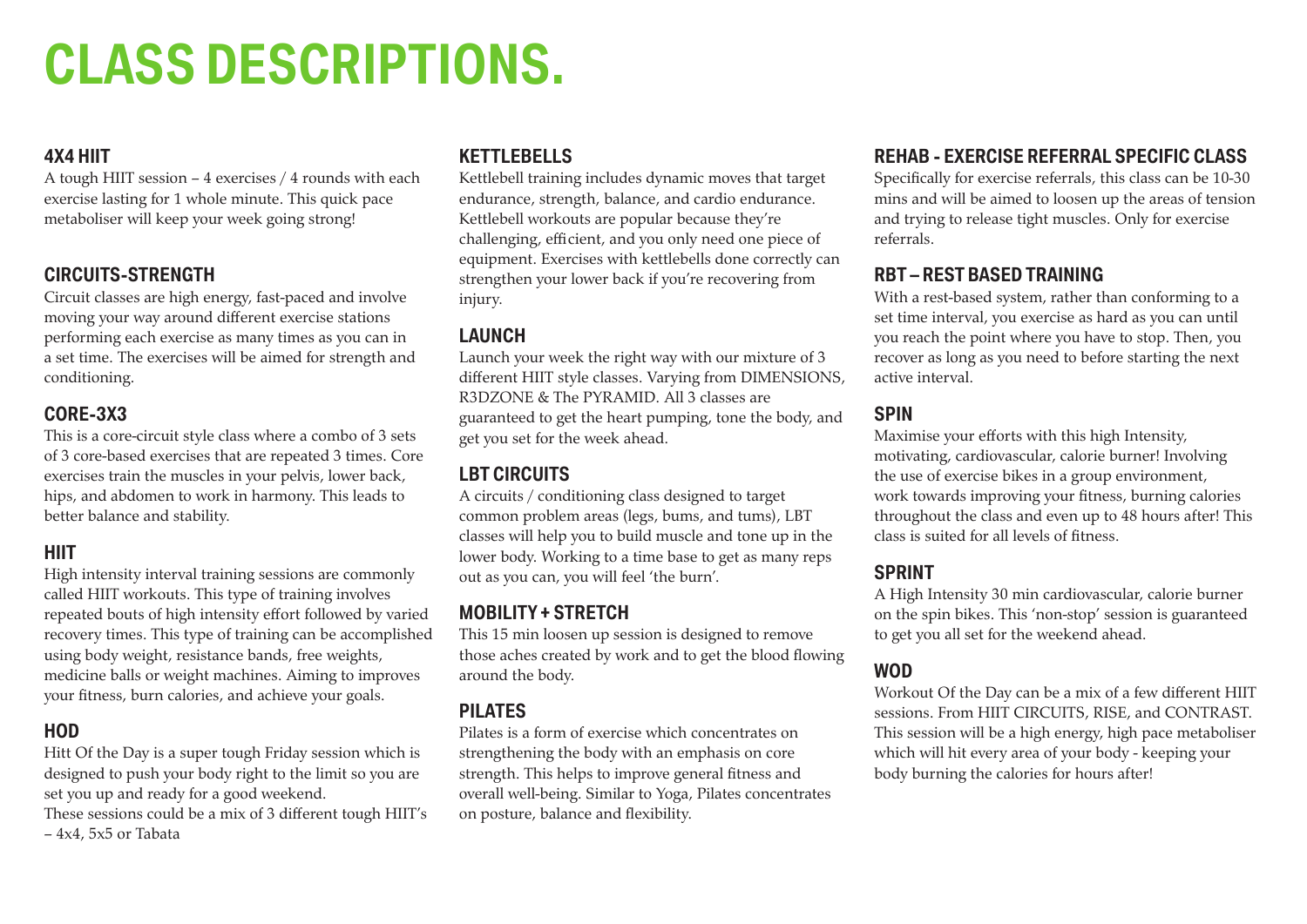# CLASS DESCRIPTIONS.

### 4X4 HIIT

A tough HIIT session – 4 exercises / 4 rounds with each exercise lasting for 1 whole minute. This quick pace metaboliser will keep your week going strong!

### CIRCUITS-STRENGTH

Circuit classes are high energy, fast-paced and involve moving your way around different exercise stations performing each exercise as many times as you can in a set time. The exercises will be aimed for strength and conditioning.

### CORE-3X3

This is a core-circuit style class where a combo of 3 sets of 3 core-based exercises that are repeated 3 times. Core exercises train the muscles in your pelvis, lower back, hips, and abdomen to work in harmony. This leads to better balance and stability.

### HIIT

High intensity interval training sessions are commonly called HIIT workouts. This type of training involves repeated bouts of high intensity effort followed by varied recovery times. This type of training can be accomplished using body weight, resistance bands, free weights, medicine balls or weight machines. Aiming to improves your fitness, burn calories, and achieve your goals.

### HOD

Hitt Of the Day is a super tough Friday session which is designed to push your body right to the limit so you are set you up and ready for a good weekend.
These sessions could be a mix of 3 different tough HIIT's – 4x4, 5x5 or Tabata

### KETTLEBELLS

Kettlebell training includes dynamic moves that target endurance, strength, balance, and cardio endurance. Kettlebell workouts are popular because they're challenging, efficient, and you only need one piece of equipment. Exercises with kettlebells done correctly can strengthen your lower back if you're recovering from injury.

### LAUNCH

Launch your week the right way with our mixture of 3 different HIIT style classes. Varying from DIMENSIONS, R3DZONE & The PYRAMID. All 3 classes are guaranteed to get the heart pumping, tone the body, and get you set for the week ahead.

### LBT CIRCUITS

A circuits / conditioning class designed to target common problem areas (legs, bums, and tums), LBT classes will help you to build muscle and tone up in the lower body. Working to a time base to get as many reps out as you can, you will feel 'the burn'.

### MOBILITY + STRETCH

This 15 min loosen up session is designed to remove those aches created by work and to get the blood flowing around the body.

### PILATES

Pilates is a form of exercise which concentrates on strengthening the body with an emphasis on core strength. This helps to improve general fitness and overall well-being. Similar to Yoga, Pilates concentrates on posture, balance and flexibility.

### REHAB - EXERCISE REFERRAL SPECIFIC CLASS

Specifically for exercise referrals, this class can be 10-30 mins and will be aimed to loosen up the areas of tension and trying to release tight muscles. Only for exercise referrals.

### RBT – REST BASED TRAINING

With a rest-based system, rather than conforming to a set time interval, you exercise as hard as you can until you reach the point where you have to stop. Then, you recover as long as you need to before starting the next active interval.

### SPIN

Maximise your efforts with this high Intensity, motivating, cardiovascular, calorie burner! Involving the use of exercise bikes in a group environment, work towards improving your fitness, burning calories throughout the class and even up to 48 hours after! This class is suited for all levels of fitness.

### SPRINT

A High Intensity 30 min cardiovascular, calorie burner on the spin bikes. This 'non-stop' session is guaranteed to get you all set for the weekend ahead.

### WOD

Workout Of the Day can be a mix of a few different HIIT sessions. From HIIT CIRCUITS, RISE, and CONTRAST. This session will be a high energy, high pace metaboliser which will hit every area of your body - keeping your body burning the calories for hours after!